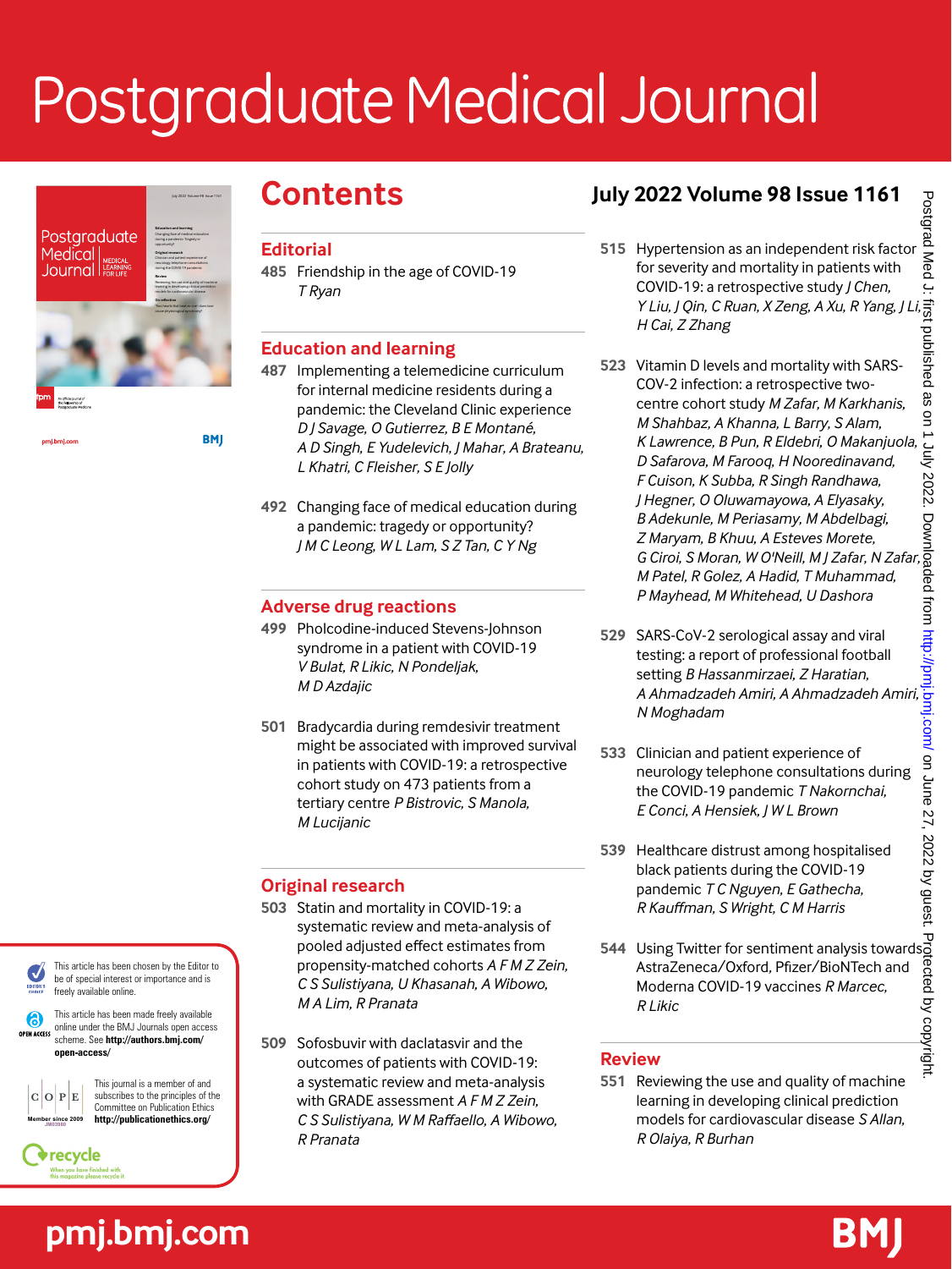# Postgraduate Medical Journal

## Contents

**July 2022 Volume 98 Issue 1161**

### Editorial

**485** Friendship in the age of COVID-19 *T Ryan*

### Education and learning

**487** Implementing a telemedicine curriculum for internal medicine residents during a pandemic: the Cleveland Clinic experience *D J Savage, O Gutierrez, B E Montané, A D Singh, E Yudelevich, J Mahar, A Brateanu, L Khatri, C Fleisher, S E Jolly*

**492** Changing face of medical education during a pandemic: tragedy or opportunity? *J M C Leong, W L Lam, S Z Tan, C Y Ng*

### Adverse drug reactions

**499** Pholcodine-induced Stevens-Johnson syndrome in a patient with COVID-19 *V Bulat, R Likic, N Pondeljak, M D Azdajic*

**501** Bradycardia during remdesivir treatment might be associated with improved survival in patients with COVID-19: a retrospective cohort study on 473 patients from a tertiary centre *P Bistrovic, S Manola, M Lucijanic*

### Original research

**503** Statin and mortality in COVID-19: a systematic review and meta-analysis of pooled adjusted effect estimates from propensity-matched cohorts *A F M Z Zein, C S Sulistiyana, U Khasanah, A Wibowo, M A Lim, R Pranata*

**509** Sofosbuvir with daclatasvir and the outcomes of patients with COVID-19: a systematic review and meta-analysis with GRADE assessment *A F M Z Zein, C S Sulistiyana, W M Raffaello, A Wibowo, R Pranata*

**515** Hypertension as an independent risk factor for severity and mortality in patients with COVID-19: a retrospective study *J Chen, Y Liu, J Qin, C Ruan, X Zeng, A Xu, R Yang, J Li, H Cai, Z Zhang*

**523** Vitamin D levels and mortality with SARS-COV-2 infection: a retrospective two-centre cohort study *M Zafar, M Karkhanis, M Shahbaz, A Khanna, L Barry, S Alam, K Lawrence, B Pun, R Eldebri, O Makanjuola, D Safarova, M Farooq, H Nooredinavand, F Cuison, K Subba, R Singh Randhawa, J Hegner, O Oluwamayowa, A Elyasaky, B Adekunle, M Periasamy, M Abdelbagi, Z Maryam, B Khuu, A Esteves Morete, G Ciroi, S Moran, W O'Neill, M J Zafar, N Zafar, M Patel, R Golez, A Hadid, T Muhammad, P Mayhead, M Whitehead, U Dashora*

**529** SARS-CoV-2 serological assay and viral testing: a report of professional football setting *B Hassanmirzaei, Z Haratian, A Ahmadzadeh Amiri, A Ahmadzadeh Amiri, N Moghadam*

**533** Clinician and patient experience of neurology telephone consultations during the COVID-19 pandemic *T Nakornchai, E Conci, A Hensiek, J W L Brown*

**539** Healthcare distrust among hospitalised black patients during the COVID-19 pandemic *T C Nguyen, E Gathecha, R Kauffman, S Wright, C M Harris*

**544** Using Twitter for sentiment analysis towards AstraZeneca/Oxford, Pfizer/BioNTech and Moderna COVID-19 vaccines *R Marcec, R Likic*

### Review

**551** Reviewing the use and quality of machine learning in developing clinical prediction models for cardiovascular disease *S Allan, R Olaiya, R Burhan*

---

This article has been chosen by the Editor to be of special interest or importance and is freely available online.

This article has been made freely available online under the BMJ Journals open access scheme. See **http://authors.bmj.com/open-access/**

This journal is a member of and subscribes to the principles of the Committee on Publication Ethics **http://publicationethics.org/**

recycle — When you have finished with this magazine please recycle it

pmj.bmj.com

Postgrad Med J: first published as on 1 July 2022. Downloaded from http://pmj.bmj.com/ on June 27, 2022 by guest. Protected by copyright.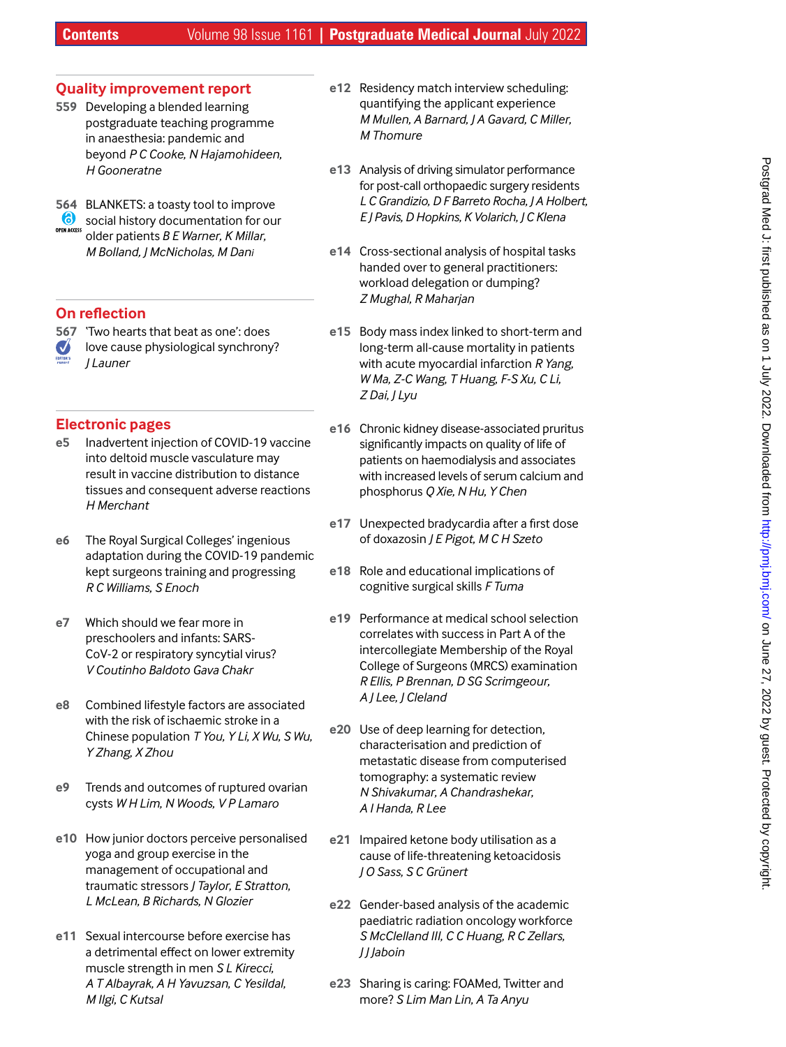# Contents

## Quality improvement report

**559** Developing a blended learning postgraduate teaching programme in anaesthesia: pandemic and beyond *P C Cooke, N Hajamohideen, H Gooneratne*

**564** BLANKETS: a toasty tool to improve social history documentation for our older patients *B E Warner, K Millar, M Bolland, J McNicholas, M Dani*

## On reflection

**567** 'Two hearts that beat as one': does love cause physiological synchrony? *J Launer*

## Electronic pages

**e5** Inadvertent injection of COVID-19 vaccine into deltoid muscle vasculature may result in vaccine distribution to distance tissues and consequent adverse reactions *H Merchant*

**e6** The Royal Surgical Colleges' ingenious adaptation during the COVID-19 pandemic kept surgeons training and progressing *R C Williams, S Enoch*

**e7** Which should we fear more in preschoolers and infants: SARS-CoV-2 or respiratory syncytial virus? *V Coutinho Baldoto Gava Chakr*

**e8** Combined lifestyle factors are associated with the risk of ischaemic stroke in a Chinese population *T You, Y Li, X Wu, S Wu, Y Zhang, X Zhou*

**e9** Trends and outcomes of ruptured ovarian cysts *W H Lim, N Woods, V P Lamaro*

**e10** How junior doctors perceive personalised yoga and group exercise in the management of occupational and traumatic stressors *J Taylor, E Stratton, L McLean, B Richards, N Glozier*

**e11** Sexual intercourse before exercise has a detrimental effect on lower extremity muscle strength in men *S L Kirecci, A T Albayrak, A H Yavuzsan, C Yesildal, M Ilgi, C Kutsal*

**e12** Residency match interview scheduling: quantifying the applicant experience *M Mullen, A Barnard, J A Gavard, C Miller, M Thomure*

**e13** Analysis of driving simulator performance for post-call orthopaedic surgery residents *L C Grandizio, D F Barreto Rocha, J A Holbert, E J Pavis, D Hopkins, K Volarich, J C Klena*

**e14** Cross-sectional analysis of hospital tasks handed over to general practitioners: workload delegation or dumping? *Z Mughal, R Maharjan*

**e15** Body mass index linked to short-term and long-term all-cause mortality in patients with acute myocardial infarction *R Yang, W Ma, Z-C Wang, T Huang, F-S Xu, C Li, Z Dai, J Lyu*

**e16** Chronic kidney disease-associated pruritus significantly impacts on quality of life of patients on haemodialysis and associates with increased levels of serum calcium and phosphorus *Q Xie, N Hu, Y Chen*

**e17** Unexpected bradycardia after a first dose of doxazosin *J E Pigot, M C H Szeto*

**e18** Role and educational implications of cognitive surgical skills *F Tuma*

**e19** Performance at medical school selection correlates with success in Part A of the intercollegiate Membership of the Royal College of Surgeons (MRCS) examination *R Ellis, P Brennan, D SG Scrimgeour, A J Lee, J Cleland*

**e20** Use of deep learning for detection, characterisation and prediction of metastatic disease from computerised tomography: a systematic review *N Shivakumar, A Chandrashekar, A I Handa, R Lee*

**e21** Impaired ketone body utilisation as a cause of life-threatening ketoacidosis *J O Sass, S C Grünert*

**e22** Gender-based analysis of the academic paediatric radiation oncology workforce *S McClelland III, C C Huang, R C Zellars, J J Jaboin*

**e23** Sharing is caring: FOAMed, Twitter and more? *S Lim Man Lin, A Ta Anyu*